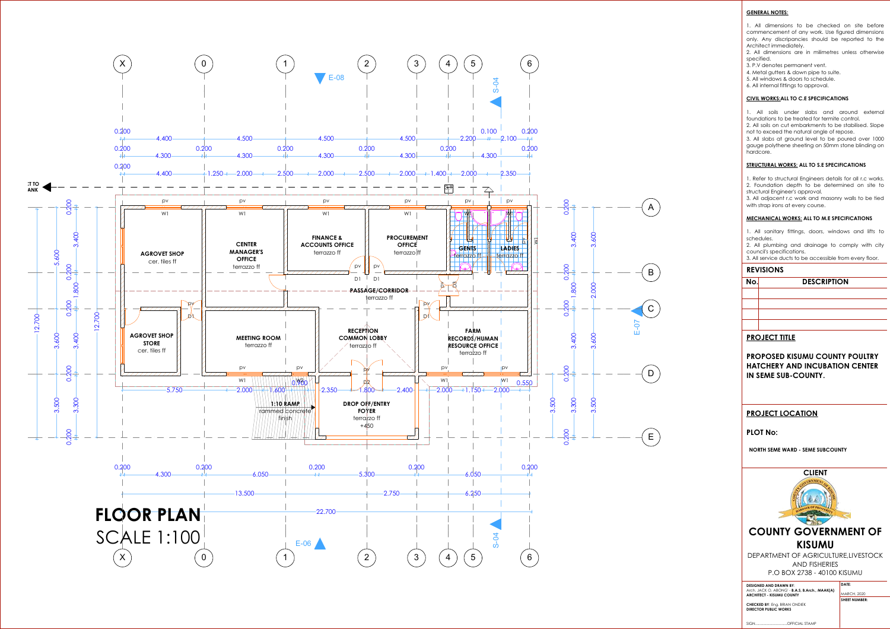# FLOOR PLAN
SCALE 1:100

AGROVET SHOP
cer. tiles ff

CENTER MANAGER'S OFFICE
terrazzo ff

FINANCE & ACCOUNTS OFFICE
terrazzo ff

PROCUREMENT OFFICE
terrazzo ff

GENTS
terrazzo ff

LADIES
terrazzo ff

PASSAGE/CORRIDOR
terrazzo ff

AGROVET SHOP STORE
cer. tiles ff

MEETING ROOM
terrazzo ff

RECEPTION COMMON LOBBY
terrazzo ff

FARM RECORDS/HUMAN RESOURCE OFFICE
terrazzo ff

1:10 RAMP
rammed concrete finish

DROP OFF/ENTRY FOYER
terrazzo ff
+450

## GENERAL NOTES:

1. All dimensions to be checked on site before commencement of any work. Use figured dimensions only. Any discripancies should be reported to the Architect immediately.
2. All dimensions are in milimetres unless otherwise specified.
3. P.V denotes permanent vent.
4. Metal gutters & down pipe to suite.
5. All windows & doors to schedule.
6. All internal fittings to approval.

## CIVIL WORKS:ALL TO C.E SPECIFICATIONS

1. All soils under slabs and around external foundations to be treated for termite control.
2. All soils on cut embarkments to be stabilised. Slope not to exceed the natural angle of repose.
3. All slabs at ground level to be poured over 1000 gauge polythene sheeting on 50mm stone blinding on hardcore.

## STRUCTURAL WORKS: ALL TO S.E SPECIFICATIONS

1. Refer to structural Engineers details for all r.c works.
2. Foundation depth to be determined on site to structural Engineer's approval.
3. All adjacent r.c work and masonry walls to be tied with strap irons at every course.

## MECHANICAL WORKS: ALL TO M.E SPECIFICATIONS

1. All sanitary fittings, doors, windows and lifts to schedules.
2. All plumbing and drainage to comply with city council's specifications.
3. All service ducts to be accessible from every floor.

## REVISIONS

| No. | DESCRIPTION |
|---|---|
| | |
| | |
| | |
| | |

## PROJECT TITLE

**PROPOSED KISUMU COUNTY POULTRY HATCHERY AND INCUBATION CENTER IN SEME SUB-COUNTY.**

## PROJECT LOCATION

PLOT No:

NORTH SEME WARD - SEME SUBCOUNTY

## CLIENT

**COUNTY GOVERNMENT OF KISUMU**

DEPARTMENT OF AGRICULTURE,LIVESTOCK AND FISHERIES
P.O BOX 2738 - 40100 KISUMU

DESIGNED AND DRAWN BY: Arch. JACK O. ABONG' - B.A.S, B.Arch., MAAK(A) ARCHITECT - KISUMU COUNTY

CHECKED BY: Eng. BRIAN ONDIEK DIRECTOR PUBLIC WORKS

SIGN:..........................OFFICIAL STAMP

DATE: MARCH, 2020

SHEET NUMBER: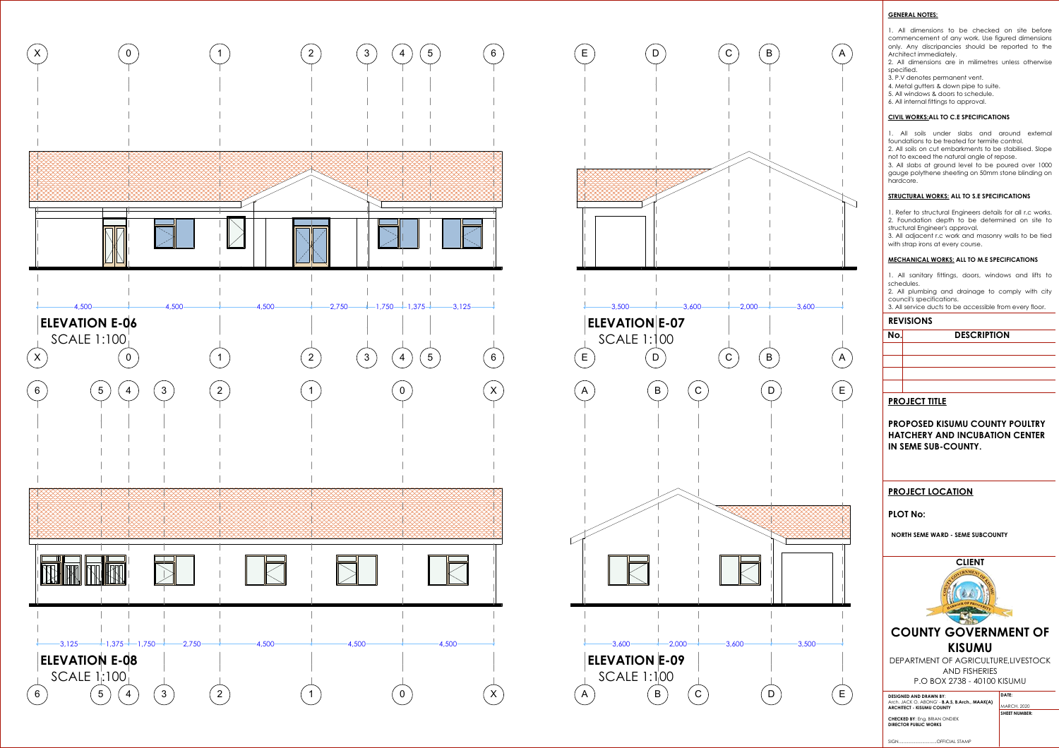## ELEVATION E-06
SCALE 1:100

Grid: X, 0, 1, 2, 3, 4, 5, 6

Dimensions: 4,500 — 4,500 — 4,500 — 2,750 — 1,750 — 1,375 — 3,125

## ELEVATION E-07
SCALE 1:100

Grid: E, D, C, B, A

Dimensions: 3,500 — 3,600 — 2,000 — 3,600

## ELEVATION E-08
SCALE 1:100

Grid: 6, 5, 4, 3, 2, 1, 0, X

Dimensions: 3,125 — 1,375 — 1,750 — 2,750 — 4,500 — 4,500 — 4,500

## ELEVATION E-09
SCALE 1:100

Grid: A, B, C, D, E

Dimensions: 3,600 — 2,000 — 3,600 — 3,500

**GENERAL NOTES:**

1. All dimensions to be checked on site before commencement of any work. Use figured dimensions only. Any discripancies should be reported to the Architect immediately.
2. All dimensions are in milimetres unless otherwise specified.
3. P.V denotes permanent vent.
4. Metal gutters & down pipe to suite.
5. All windows & doors to schedule.
6. All internal fittings to approval.

**CIVIL WORKS: ALL TO C.E SPECIFICATIONS**

1. All soils under slabs and around external foundations to be treated for termite control.
2. All soils on cut embarkments to be stabilised. Slope not to exceed the natural angle of repose.
3. All slabs at ground level to be poured over 1000 gauge polythene sheeting on 50mm stone blinding on hardcore.

**STRUCTURAL WORKS: ALL TO S.E SPECIFICATIONS**

1. Refer to structural Engineers details for all r.c works.
2. Foundation depth to be determined on site to structural Engineer's approval.
3. All adjacent r.c work and masonry walls to be tied with strap irons at every course.

**MECHANICAL WORKS: ALL TO M.E SPECIFICATIONS**

1. All sanitary fittings, doors, windows and lifts to schedules.
2. All plumbing and drainage to comply with city council's specifications.
3. All service ducts to be accessible from every floor.

**REVISIONS**

| No. | DESCRIPTION |
|---|---|
| | |
| | |
| | |
| | |

**PROJECT TITLE**

**PROPOSED KISUMU COUNTY POULTRY HATCHERY AND INCUBATION CENTER IN SEME SUB-COUNTY.**

**PROJECT LOCATION**

**PLOT No:**

**NORTH SEME WARD - SEME SUBCOUNTY**

**CLIENT**

**COUNTY GOVERNMENT OF KISUMU**

DEPARTMENT OF AGRICULTURE,LIVESTOCK AND FISHERIES
P.O BOX 2738 - 40100 KISUMU

**DESIGNED AND DRAWN BY:**
Arch. JACK O. ABONG' - B.A.S, B.Arch., MAAK(A)
**ARCHITECT - KISUMU COUNTY**

**CHECKED BY**: Eng. BRIAN ONDIEK
**DIRECTOR PUBLIC WORKS**

SIGN.............................OFFICIAL STAMP

**DATE:** MARCH, 2020

**SHEET NUMBER:**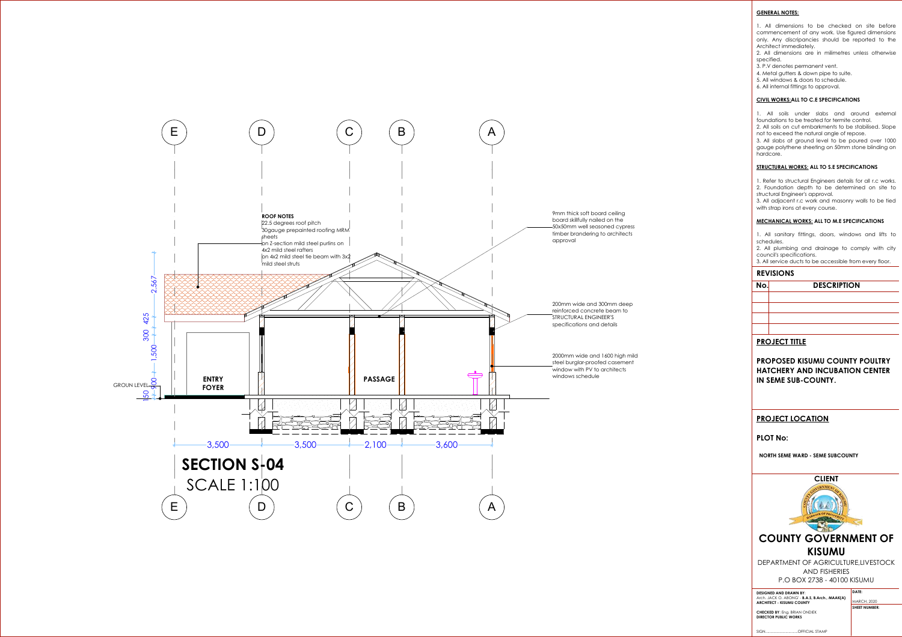E D C B A

ROOF NOTES
22.5 degrees roof pitch
30gauge prepainted roofing MRM sheets
on Z-section mild steel purlins on 4x2 mild steel rafters
on 4x2 mild steel tie beam with 3x2 mild steel struts

9mm thick soft board ceiling board skillfully nailed on the 50x50mm well seasoned cypress timber brandering to architects approval

200mm wide and 300mm deep reinforced concrete beam to STRUCTURAL ENGINEER'S specifications and details

2000mm wide and 1600 high mild steel burglar-proofed casement window with PV to architects windows schedule

2,567
425
300
1,500
900
150
GROUN LEVEL

ENTRY FOYER

PASSAGE

3,500 3,500 2,100 3,600

## SECTION S-04
SCALE 1:100

E D C B A

### GENERAL NOTES:

1. All dimensions to be checked on site before commencement of any work. Use figured dimensions only. Any discripancies should be reported to the Architect immediately.
2. All dimensions are in milimetres unless otherwise specified.
3. P.V denotes permanent vent.
4. Metal gutters & down pipe to suite.
5. All windows & doors to schedule.
6. All internal fittings to approval.

### CIVIL WORKS:ALL TO C.E SPECIFICATIONS

1. All soils under slabs and around external foundations to be treated for termite control.
2. All soils on cut embarkments to be stabilised. Slope not to exceed the natural angle of repose.
3. All slabs at ground level to be poured over 1000 gauge polythene sheeting on 50mm stone blinding on hardcore.

### STRUCTURAL WORKS: ALL TO S.E SPECIFICATIONS

1. Refer to structural Engineers details for all r.c works.
2. Foundation depth to be determined on site to structural Engineer's approval.
3. All adjacent r.c work and masonry walls to be tied with strap irons at every course.

### MECHANICAL WORKS: ALL TO M.E SPECIFICATIONS

1. All sanitary fittings, doors, windows and lifts to schedules.
2. All plumbing and drainage to comply with city council's specifications.
3. All service ducts to be accessible from every floor.

### REVISIONS

| No. | DESCRIPTION |
|---|---|
| | |
| | |
| | |
| | |

### PROJECT TITLE

**PROPOSED KISUMU COUNTY POULTRY HATCHERY AND INCUBATION CENTER IN SEME SUB-COUNTY.**

### PROJECT LOCATION

**PLOT No:**

**NORTH SEME WARD - SEME SUBCOUNTY**

**CLIENT**

# COUNTY GOVERNMENT OF KISUMU

DEPARTMENT OF AGRICULTURE,LIVESTOCK AND FISHERIES
P.O BOX 2738 - 40100 KISUMU

| | |
|---|---|
| **DESIGNED AND DRAWN BY**: Arch. JACK O. ABONG' - **B.A.S, B.Arch., MAAK(A)** **ARCHITECT - KISUMU COUNTY** | **DATE:** MARCH, 2020 |
| **CHECKED BY**: Eng. BRIAN ONDIEK **DIRECTOR PUBLIC WORKS** | **SHEET NUMBER:** |
| SIGN.............................OFFICIAL STAMP | |